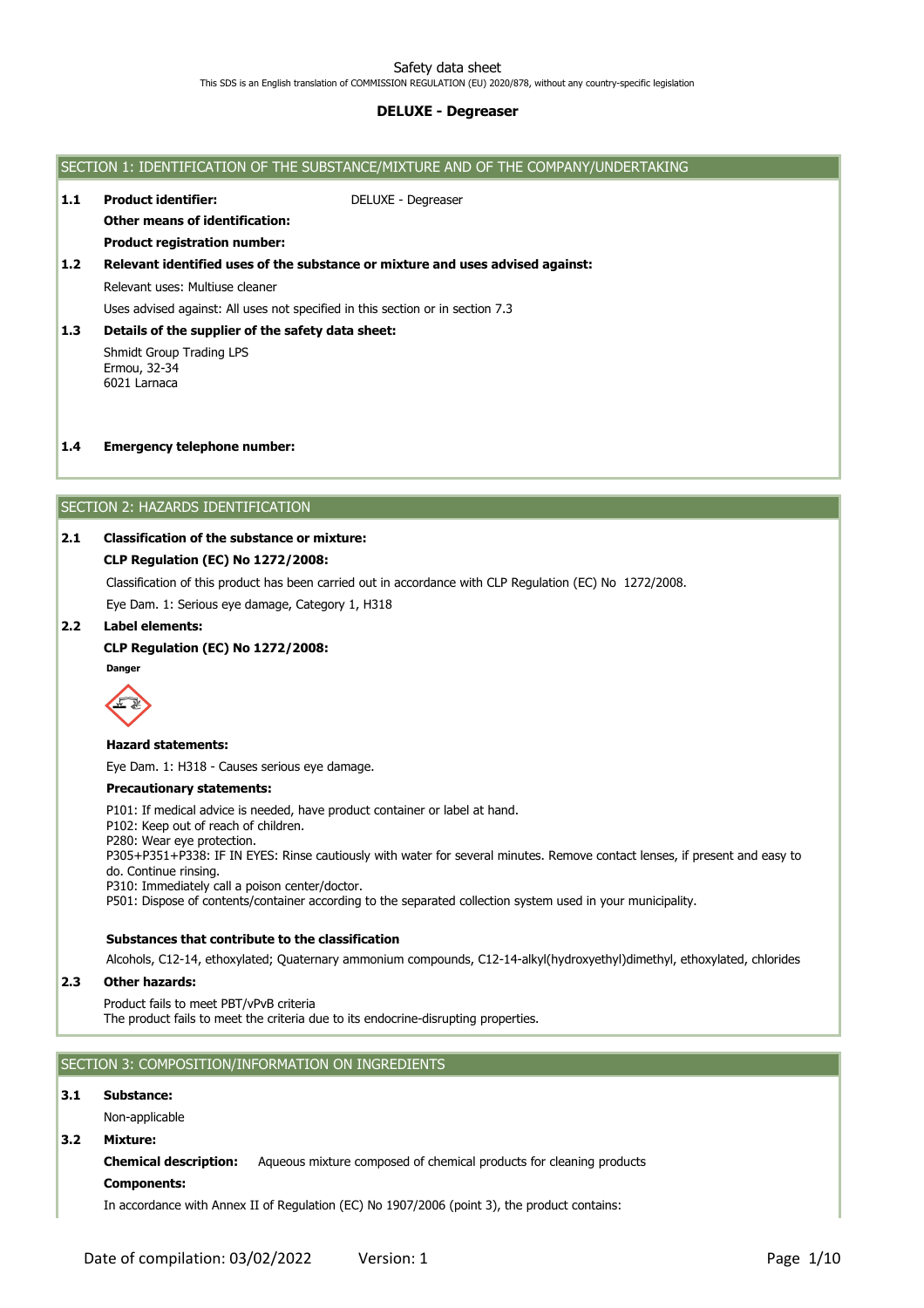Safety data sheet

This SDS is an English translation of COMMISSION REGULATION (EU) 2020/878, without any country-specific legislation

**DELUXE - Degreaser**

## SECTION 1: IDENTIFICATION OF THE SUBSTANCE/MIXTURE AND OF THE COMPANY/UNDERTAKING

**1.1 Product identifier:** DELUXE - Degreaser

**Other means of identification:**

**Product registration number:**

**1.2 Relevant identified uses of the substance or mixture and uses advised against:**

Relevant uses: Multiuse cleaner

Uses advised against: All uses not specified in this section or in section 7.3

**1.3 Details of the supplier of the safety data sheet:**

Shmidt Group Trading LPS
Ermou, 32-34
6021 Larnaca

**1.4 Emergency telephone number:**

## SECTION 2: HAZARDS IDENTIFICATION

**2.1 Classification of the substance or mixture:**

**CLP Regulation (EC) No 1272/2008:**

Classification of this product has been carried out in accordance with CLP Regulation (EC) No 1272/2008.

Eye Dam. 1: Serious eye damage, Category 1, H318

**2.2 Label elements:**

**CLP Regulation (EC) No 1272/2008:**

**Danger**

**Hazard statements:**

Eye Dam. 1: H318 - Causes serious eye damage.

**Precautionary statements:**

P101: If medical advice is needed, have product container or label at hand.
P102: Keep out of reach of children.
P280: Wear eye protection.
P305+P351+P338: IF IN EYES: Rinse cautiously with water for several minutes. Remove contact lenses, if present and easy to do. Continue rinsing.
P310: Immediately call a poison center/doctor.
P501: Dispose of contents/container according to the separated collection system used in your municipality.

**Substances that contribute to the classification**

Alcohols, C12-14, ethoxylated; Quaternary ammonium compounds, C12-14-alkyl(hydroxyethyl)dimethyl, ethoxylated, chlorides

**2.3 Other hazards:**

Product fails to meet PBT/vPvB criteria
The product fails to meet the criteria due to its endocrine-disrupting properties.

## SECTION 3: COMPOSITION/INFORMATION ON INGREDIENTS

**3.1 Substance:**

Non-applicable

**3.2 Mixture:**

**Chemical description:** Aqueous mixture composed of chemical products for cleaning products

**Components:**

In accordance with Annex II of Regulation (EC) No 1907/2006 (point 3), the product contains: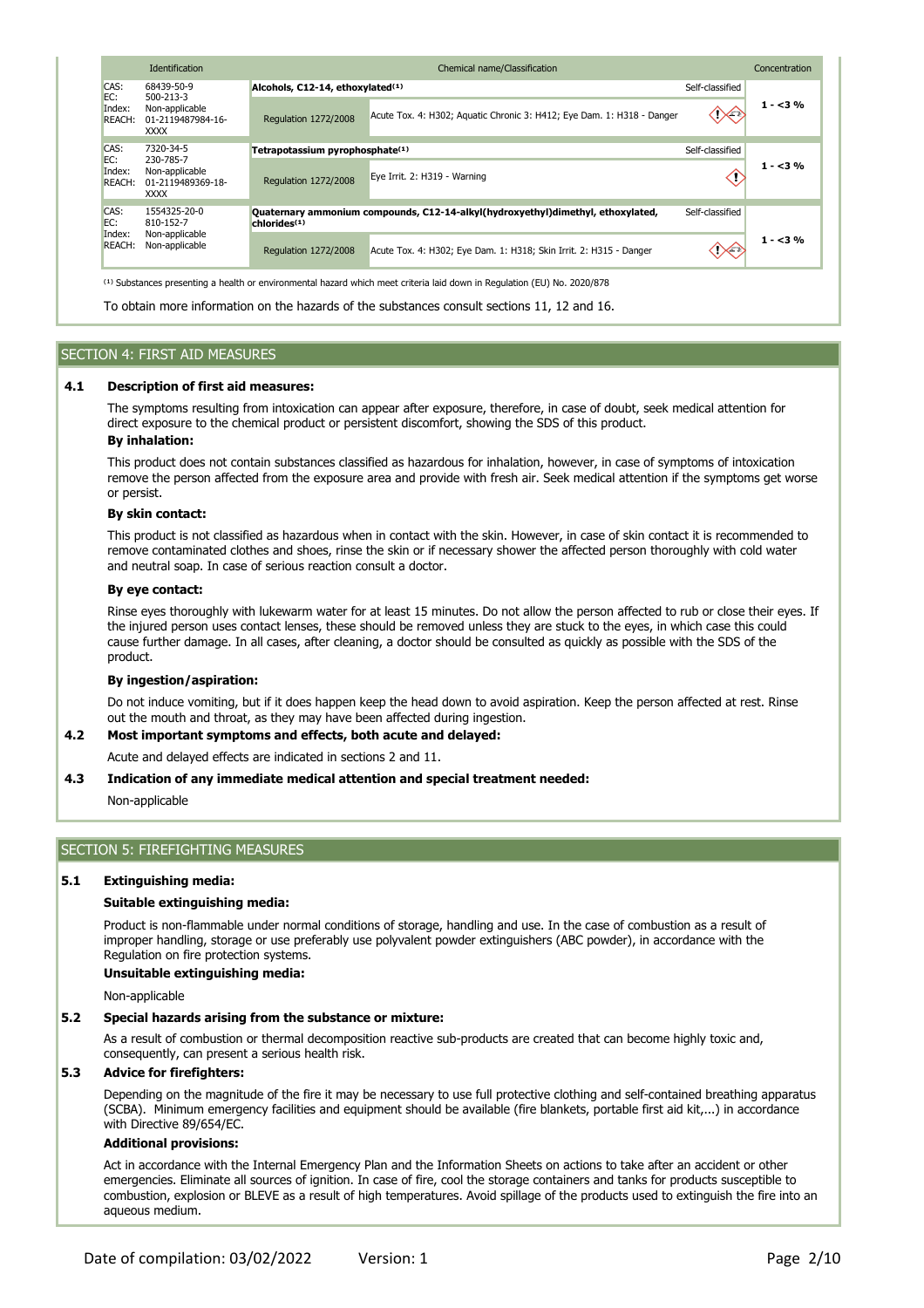| Identification | Chemical name/Classification | | | Concentration |
|---|---|---|---|---|
| CAS: 68439-50-9<br>EC: 500-213-3<br>Index: Non-applicable<br>REACH: 01-2119487984-16-XXXX | **Alcohols, C12-14, ethoxylated(1)** | | Self-classified | 1 - <3 % |
| | Regulation 1272/2008 | Acute Tox. 4: H302; Aquatic Chronic 3: H412; Eye Dam. 1: H318 - Danger | | |
| CAS: 7320-34-5<br>EC: 230-785-7<br>Index: Non-applicable<br>REACH: 01-2119489369-18-XXXX | **Tetrapotassium pyrophosphate(1)** | | Self-classified | 1 - <3 % |
| | Regulation 1272/2008 | Eye Irrit. 2: H319 - Warning | | |
| CAS: 1554325-20-0<br>EC: 810-152-7<br>Index: Non-applicable<br>REACH: Non-applicable | **Quaternary ammonium compounds, C12-14-alkyl(hydroxyethyl)dimethyl, ethoxylated, chlorides(1)** | | Self-classified | 1 - <3 % |
| | Regulation 1272/2008 | Acute Tox. 4: H302; Eye Dam. 1: H318; Skin Irrit. 2: H315 - Danger | | |

(1) Substances presenting a health or environmental hazard which meet criteria laid down in Regulation (EU) No. 2020/878

To obtain more information on the hazards of the substances consult sections 11, 12 and 16.

## SECTION 4: FIRST AID MEASURES

### 4.1 Description of first aid measures:

The symptoms resulting from intoxication can appear after exposure, therefore, in case of doubt, seek medical attention for direct exposure to the chemical product or persistent discomfort, showing the SDS of this product.

**By inhalation:**

This product does not contain substances classified as hazardous for inhalation, however, in case of symptoms of intoxication remove the person affected from the exposure area and provide with fresh air. Seek medical attention if the symptoms get worse or persist.

**By skin contact:**

This product is not classified as hazardous when in contact with the skin. However, in case of skin contact it is recommended to remove contaminated clothes and shoes, rinse the skin or if necessary shower the affected person thoroughly with cold water and neutral soap. In case of serious reaction consult a doctor.

**By eye contact:**

Rinse eyes thoroughly with lukewarm water for at least 15 minutes. Do not allow the person affected to rub or close their eyes. If the injured person uses contact lenses, these should be removed unless they are stuck to the eyes, in which case this could cause further damage. In all cases, after cleaning, a doctor should be consulted as quickly as possible with the SDS of the product.

**By ingestion/aspiration:**

Do not induce vomiting, but if it does happen keep the head down to avoid aspiration. Keep the person affected at rest. Rinse out the mouth and throat, as they may have been affected during ingestion.

### 4.2 Most important symptoms and effects, both acute and delayed:

Acute and delayed effects are indicated in sections 2 and 11.

### 4.3 Indication of any immediate medical attention and special treatment needed:

Non-applicable

## SECTION 5: FIREFIGHTING MEASURES

### 5.1 Extinguishing media:

**Suitable extinguishing media:**

Product is non-flammable under normal conditions of storage, handling and use. In the case of combustion as a result of improper handling, storage or use preferably use polyvalent powder extinguishers (ABC powder), in accordance with the Regulation on fire protection systems.

**Unsuitable extinguishing media:**

Non-applicable

### 5.2 Special hazards arising from the substance or mixture:

As a result of combustion or thermal decomposition reactive sub-products are created that can become highly toxic and, consequently, can present a serious health risk.

### 5.3 Advice for firefighters:

Depending on the magnitude of the fire it may be necessary to use full protective clothing and self-contained breathing apparatus (SCBA). Minimum emergency facilities and equipment should be available (fire blankets, portable first aid kit,...) in accordance with Directive 89/654/EC.

**Additional provisions:**

Act in accordance with the Internal Emergency Plan and the Information Sheets on actions to take after an accident or other emergencies. Eliminate all sources of ignition. In case of fire, cool the storage containers and tanks for products susceptible to combustion, explosion or BLEVE as a result of high temperatures. Avoid spillage of the products used to extinguish the fire into an aqueous medium.

Date of compilation: 03/02/2022 Version: 1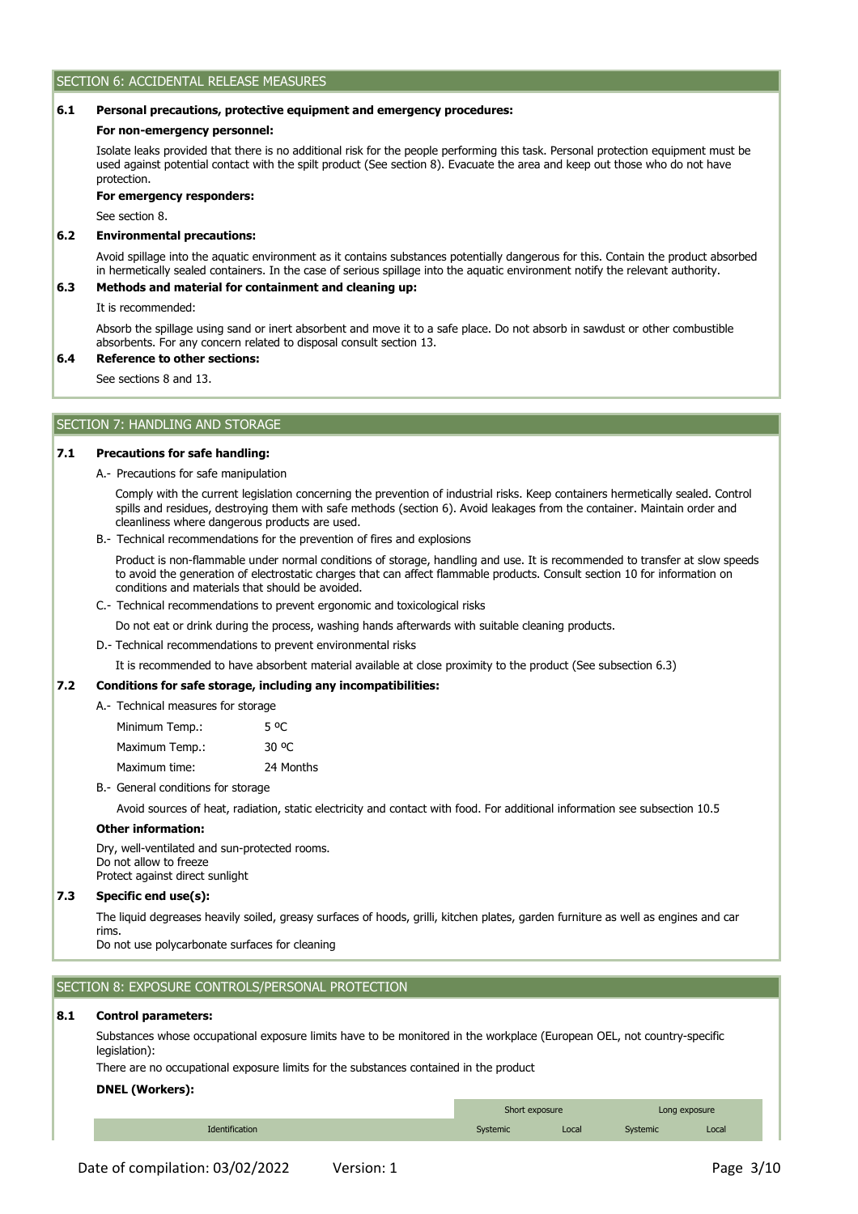## SECTION 6: ACCIDENTAL RELEASE MEASURES

### 6.1 Personal precautions, protective equipment and emergency procedures:

**For non-emergency personnel:**

Isolate leaks provided that there is no additional risk for the people performing this task. Personal protection equipment must be used against potential contact with the spilt product (See section 8). Evacuate the area and keep out those who do not have protection.

**For emergency responders:**

See section 8.

### 6.2 Environmental precautions:

Avoid spillage into the aquatic environment as it contains substances potentially dangerous for this. Contain the product absorbed in hermetically sealed containers. In the case of serious spillage into the aquatic environment notify the relevant authority.

### 6.3 Methods and material for containment and cleaning up:

It is recommended:

Absorb the spillage using sand or inert absorbent and move it to a safe place. Do not absorb in sawdust or other combustible absorbents. For any concern related to disposal consult section 13.

### 6.4 Reference to other sections:

See sections 8 and 13.

## SECTION 7: HANDLING AND STORAGE

### 7.1 Precautions for safe handling:

A.- Precautions for safe manipulation

Comply with the current legislation concerning the prevention of industrial risks. Keep containers hermetically sealed. Control spills and residues, destroying them with safe methods (section 6). Avoid leakages from the container. Maintain order and cleanliness where dangerous products are used.

B.- Technical recommendations for the prevention of fires and explosions

Product is non-flammable under normal conditions of storage, handling and use. It is recommended to transfer at slow speeds to avoid the generation of electrostatic charges that can affect flammable products. Consult section 10 for information on conditions and materials that should be avoided.

C.- Technical recommendations to prevent ergonomic and toxicological risks

Do not eat or drink during the process, washing hands afterwards with suitable cleaning products.

D.- Technical recommendations to prevent environmental risks

It is recommended to have absorbent material available at close proximity to the product (See subsection 6.3)

### 7.2 Conditions for safe storage, including any incompatibilities:

A.- Technical measures for storage

| | |
|---|---|
| Minimum Temp.: | 5 ºC |
| Maximum Temp.: | 30 ºC |
| Maximum time: | 24 Months |

B.- General conditions for storage

Avoid sources of heat, radiation, static electricity and contact with food. For additional information see subsection 10.5

**Other information:**

Dry, well-ventilated and sun-protected rooms.
Do not allow to freeze
Protect against direct sunlight

### 7.3 Specific end use(s):

The liquid degreases heavily soiled, greasy surfaces of hoods, grilli, kitchen plates, garden furniture as well as engines and car rims.
Do not use polycarbonate surfaces for cleaning

## SECTION 8: EXPOSURE CONTROLS/PERSONAL PROTECTION

### 8.1 Control parameters:

Substances whose occupational exposure limits have to be monitored in the workplace (European OEL, not country-specific legislation):

There are no occupational exposure limits for the substances contained in the product

**DNEL (Workers):**

| | Short exposure | | Long exposure | |
|---|---|---|---|---|
| Identification | Systemic | Local | Systemic | Local |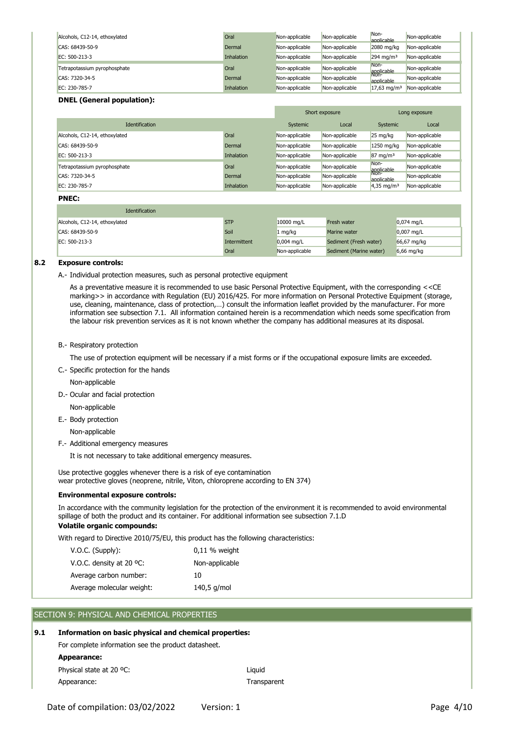| | | | | | |
|---|---|---|---|---|---|
| Alcohols, C12-14, ethoxylated | Oral | Non-applicable | Non-applicable | Non-applicable | Non-applicable |
| CAS: 68439-50-9 | Dermal | Non-applicable | Non-applicable | 2080 mg/kg | Non-applicable |
| EC: 500-213-3 | Inhalation | Non-applicable | Non-applicable | 294 mg/m³ | Non-applicable |
| Tetrapotassium pyrophosphate | Oral | Non-applicable | Non-applicable | Non-applicable | Non-applicable |
| CAS: 7320-34-5 | Dermal | Non-applicable | Non-applicable | Non-applicable | Non-applicable |
| EC: 230-785-7 | Inhalation | Non-applicable | Non-applicable | 17,63 mg/m³ | Non-applicable |

**DNEL (General population):**

| | | Short exposure | | Long exposure | |
|---|---|---|---|---|---|
| Identification | | Systemic | Local | Systemic | Local |
| Alcohols, C12-14, ethoxylated | Oral | Non-applicable | Non-applicable | 25 mg/kg | Non-applicable |
| CAS: 68439-50-9 | Dermal | Non-applicable | Non-applicable | 1250 mg/kg | Non-applicable |
| EC: 500-213-3 | Inhalation | Non-applicable | Non-applicable | 87 mg/m³ | Non-applicable |
| Tetrapotassium pyrophosphate | Oral | Non-applicable | Non-applicable | Non-applicable | Non-applicable |
| CAS: 7320-34-5 | Dermal | Non-applicable | Non-applicable | Non-applicable | Non-applicable |
| EC: 230-785-7 | Inhalation | Non-applicable | Non-applicable | 4,35 mg/m³ | Non-applicable |

**PNEC:**

| Identification | | | | |
|---|---|---|---|---|
| Alcohols, C12-14, ethoxylated | STP | 10000 mg/L | Fresh water | 0,074 mg/L |
| CAS: 68439-50-9 | Soil | 1 mg/kg | Marine water | 0,007 mg/L |
| EC: 500-213-3 | Intermittent | 0,004 mg/L | Sediment (Fresh water) | 66,67 mg/kg |
| | Oral | Non-applicable | Sediment (Marine water) | 6,66 mg/kg |

## 8.2 Exposure controls:

A.- Individual protection measures, such as personal protective equipment

As a preventative measure it is recommended to use basic Personal Protective Equipment, with the corresponding <<CE marking>> in accordance with Regulation (EU) 2016/425. For more information on Personal Protective Equipment (storage, use, cleaning, maintenance, class of protection,…) consult the information leaflet provided by the manufacturer. For more information see subsection 7.1. All information contained herein is a recommendation which needs some specification from the labour risk prevention services as it is not known whether the company has additional measures at its disposal.

B.- Respiratory protection

The use of protection equipment will be necessary if a mist forms or if the occupational exposure limits are exceeded.

C.- Specific protection for the hands

Non-applicable

D.- Ocular and facial protection

Non-applicable

E.- Body protection

Non-applicable

F.- Additional emergency measures

It is not necessary to take additional emergency measures.

Use protective goggles whenever there is a risk of eye contamination
wear protective gloves (neoprene, nitrile, Viton, chloroprene according to EN 374)

**Environmental exposure controls:**

In accordance with the community legislation for the protection of the environment it is recommended to avoid environmental spillage of both the product and its container. For additional information see subsection 7.1.D

**Volatile organic compounds:**

With regard to Directive 2010/75/EU, this product has the following characteristics:

| | |
|---|---|
| V.O.C. (Supply): | 0,11 % weight |
| V.O.C. density at 20 ºC: | Non-applicable |
| Average carbon number: | 10 |
| Average molecular weight: | 140,5 g/mol |

# SECTION 9: PHYSICAL AND CHEMICAL PROPERTIES

## 9.1 Information on basic physical and chemical properties:

For complete information see the product datasheet.

**Appearance:**

Physical state at 20 ºC: Liquid

Appearance: Transparent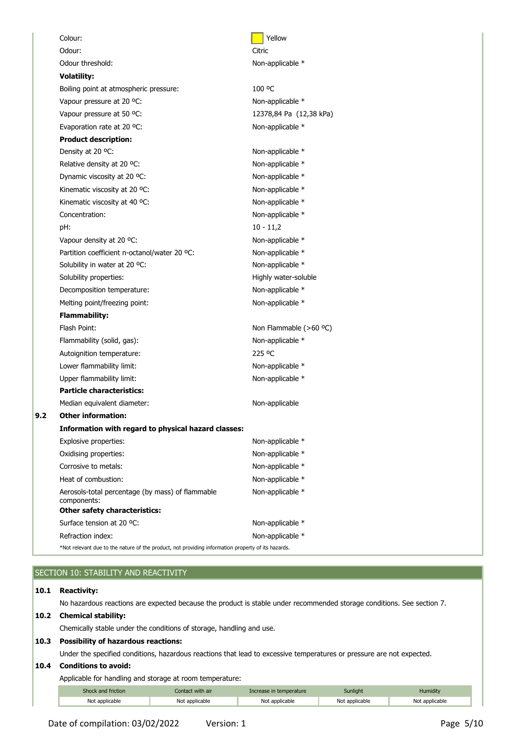| | |
|---|---|
| Colour: | Yellow |
| Odour: | Citric |
| Odour threshold: | Non-applicable * |
| **Volatility:** | |
| Boiling point at atmospheric pressure: | 100 ºC |
| Vapour pressure at 20 ºC: | Non-applicable * |
| Vapour pressure at 50 ºC: | 12378,84 Pa (12,38 kPa) |
| Evaporation rate at 20 ºC: | Non-applicable * |
| **Product description:** | |
| Density at 20 ºC: | Non-applicable * |
| Relative density at 20 ºC: | Non-applicable * |
| Dynamic viscosity at 20 ºC: | Non-applicable * |
| Kinematic viscosity at 20 ºC: | Non-applicable * |
| Kinematic viscosity at 40 ºC: | Non-applicable * |
| Concentration: | Non-applicable * |
| pH: | 10 - 11,2 |
| Vapour density at 20 ºC: | Non-applicable * |
| Partition coefficient n-octanol/water 20 ºC: | Non-applicable * |
| Solubility in water at 20 ºC: | Non-applicable * |
| Solubility properties: | Highly water-soluble |
| Decomposition temperature: | Non-applicable * |
| Melting point/freezing point: | Non-applicable * |
| **Flammability:** | |
| Flash Point: | Non Flammable (>60 ºC) |
| Flammability (solid, gas): | Non-applicable * |
| Autoignition temperature: | 225 ºC |
| Lower flammability limit: | Non-applicable * |
| Upper flammability limit: | Non-applicable * |
| **Particle characteristics:** | |
| Median equivalent diameter: | Non-applicable |

**9.2 Other information:**

| | |
|---|---|
| **Information with regard to physical hazard classes:** | |
| Explosive properties: | Non-applicable * |
| Oxidising properties: | Non-applicable * |
| Corrosive to metals: | Non-applicable * |
| Heat of combustion: | Non-applicable * |
| Aerosols-total percentage (by mass) of flammable components: | Non-applicable * |
| **Other safety characteristics:** | |
| Surface tension at 20 ºC: | Non-applicable * |
| Refraction index: | Non-applicable * |

*Not relevant due to the nature of the product, not providing information property of its hazards.

## SECTION 10: STABILITY AND REACTIVITY

**10.1 Reactivity:**

No hazardous reactions are expected because the product is stable under recommended storage conditions. See section 7.

**10.2 Chemical stability:**

Chemically stable under the conditions of storage, handling and use.

**10.3 Possibility of hazardous reactions:**

Under the specified conditions, hazardous reactions that lead to excessive temperatures or pressure are not expected.

**10.4 Conditions to avoid:**

Applicable for handling and storage at room temperature:

| Shock and friction | Contact with air | Increase in temperature | Sunlight | Humidity |
|---|---|---|---|---|
| Not applicable | Not applicable | Not applicable | Not applicable | Not applicable |

Date of compilation: 03/02/2022 Version: 1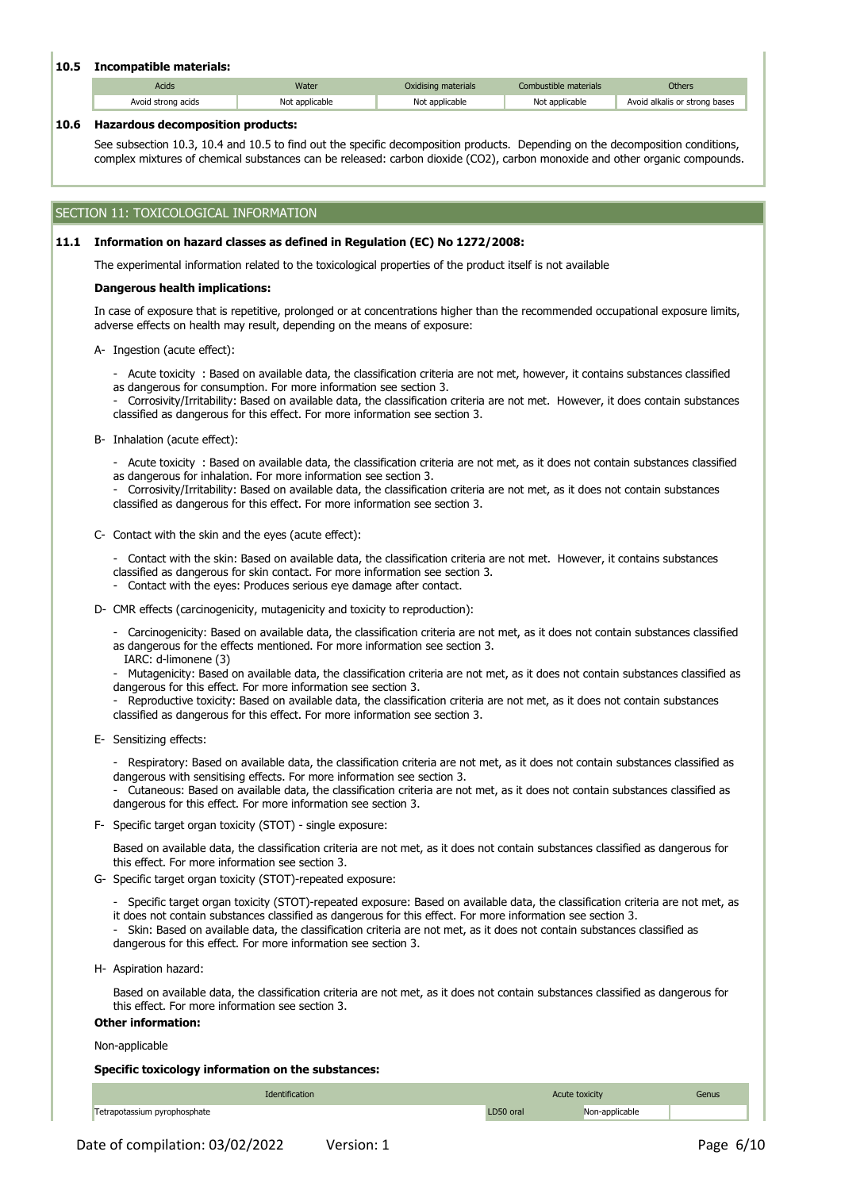### 10.5 Incompatible materials:

| Acids | Water | Oxidising materials | Combustible materials | Others |
| --- | --- | --- | --- | --- |
| Avoid strong acids | Not applicable | Not applicable | Not applicable | Avoid alkalis or strong bases |

### 10.6 Hazardous decomposition products:

See subsection 10.3, 10.4 and 10.5 to find out the specific decomposition products. Depending on the decomposition conditions, complex mixtures of chemical substances can be released: carbon dioxide ($CO_2$), carbon monoxide and other organic compounds.

## SECTION 11: TOXICOLOGICAL INFORMATION

### 11.1 Information on hazard classes as defined in Regulation (EC) No 1272/2008:

The experimental information related to the toxicological properties of the product itself is not available

**Dangerous health implications:**

In case of exposure that is repetitive, prolonged or at concentrations higher than the recommended occupational exposure limits, adverse effects on health may result, depending on the means of exposure:

A- Ingestion (acute effect):

- Acute toxicity : Based on available data, the classification criteria are not met, however, it contains substances classified as dangerous for consumption. For more information see section 3.
- Corrosivity/Irritability: Based on available data, the classification criteria are not met. However, it does contain substances classified as dangerous for this effect. For more information see section 3.

B- Inhalation (acute effect):

- Acute toxicity : Based on available data, the classification criteria are not met, as it does not contain substances classified as dangerous for inhalation. For more information see section 3.
- Corrosivity/Irritability: Based on available data, the classification criteria are not met, as it does not contain substances classified as dangerous for this effect. For more information see section 3.

C- Contact with the skin and the eyes (acute effect):

- Contact with the skin: Based on available data, the classification criteria are not met. However, it contains substances classified as dangerous for skin contact. For more information see section 3.
- Contact with the eyes: Produces serious eye damage after contact.

D- CMR effects (carcinogenicity, mutagenicity and toxicity to reproduction):

- Carcinogenicity: Based on available data, the classification criteria are not met, as it does not contain substances classified as dangerous for the effects mentioned. For more information see section 3.
  IARC: d-limonene (3)
- Mutagenicity: Based on available data, the classification criteria are not met, as it does not contain substances classified as dangerous for this effect. For more information see section 3.
- Reproductive toxicity: Based on available data, the classification criteria are not met, as it does not contain substances classified as dangerous for this effect. For more information see section 3.

E- Sensitizing effects:

- Respiratory: Based on available data, the classification criteria are not met, as it does not contain substances classified as dangerous with sensitising effects. For more information see section 3.
- Cutaneous: Based on available data, the classification criteria are not met, as it does not contain substances classified as dangerous for this effect. For more information see section 3.

F- Specific target organ toxicity (STOT) - single exposure:

Based on available data, the classification criteria are not met, as it does not contain substances classified as dangerous for this effect. For more information see section 3.

G- Specific target organ toxicity (STOT)-repeated exposure:

- Specific target organ toxicity (STOT)-repeated exposure: Based on available data, the classification criteria are not met, as it does not contain substances classified as dangerous for this effect. For more information see section 3.
- Skin: Based on available data, the classification criteria are not met, as it does not contain substances classified as dangerous for this effect. For more information see section 3.

H- Aspiration hazard:

Based on available data, the classification criteria are not met, as it does not contain substances classified as dangerous for this effect. For more information see section 3.

**Other information:**

Non-applicable

**Specific toxicology information on the substances:**

| Identification | Acute toxicity | | Genus |
| --- | --- | --- | --- |
| Tetrapotassium pyrophosphate | LD50 oral | Non-applicable | |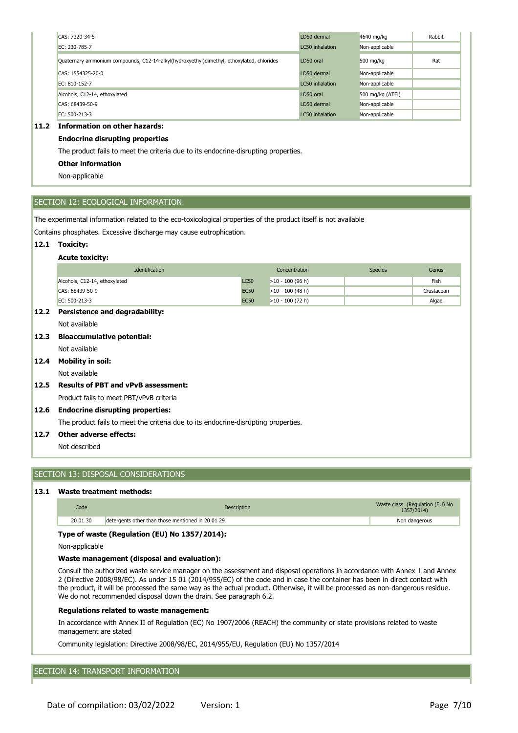| | | | |
|---|---|---|---|
| CAS: 7320-34-5 | LD50 dermal | 4640 mg/kg | Rabbit |
| EC: 230-785-7 | LC50 inhalation | Non-applicable | |
| Quaternary ammonium compounds, C12-14-alkyl(hydroxyethyl)dimethyl, ethoxylated, chlorides | LD50 oral | 500 mg/kg | Rat |
| CAS: 1554325-20-0 | LD50 dermal | Non-applicable | |
| EC: 810-152-7 | LC50 inhalation | Non-applicable | |
| Alcohols, C12-14, ethoxylated | LD50 oral | 500 mg/kg (ATEi) | |
| CAS: 68439-50-9 | LD50 dermal | Non-applicable | |
| EC: 500-213-3 | LC50 inhalation | Non-applicable | |

### 11.2 Information on other hazards:

**Endocrine disrupting properties**

The product fails to meet the criteria due to its endocrine-disrupting properties.

**Other information**

Non-applicable

## SECTION 12: ECOLOGICAL INFORMATION

The experimental information related to the eco-toxicological properties of the product itself is not available

Contains phosphates. Excessive discharge may cause eutrophication.

### 12.1 Toxicity:

**Acute toxicity:**

| Identification | | Concentration | Species | Genus |
|---|---|---|---|---|
| Alcohols, C12-14, ethoxylated | LC50 | >10 - 100 (96 h) | | Fish |
| CAS: 68439-50-9 | EC50 | >10 - 100 (48 h) | | Crustacean |
| EC: 500-213-3 | EC50 | >10 - 100 (72 h) | | Algae |

### 12.2 Persistence and degradability:

Not available

### 12.3 Bioaccumulative potential:

Not available

### 12.4 Mobility in soil:

Not available

### 12.5 Results of PBT and vPvB assessment:

Product fails to meet PBT/vPvB criteria

### 12.6 Endocrine disrupting properties:

The product fails to meet the criteria due to its endocrine-disrupting properties.

### 12.7 Other adverse effects:

Not described

## SECTION 13: DISPOSAL CONSIDERATIONS

### 13.1 Waste treatment methods:

| Code | Description | Waste class (Regulation (EU) No 1357/2014) |
|---|---|---|
| 20 01 30 | detergents other than those mentioned in 20 01 29 | Non dangerous |

**Type of waste (Regulation (EU) No 1357/2014):**

Non-applicable

**Waste management (disposal and evaluation):**

Consult the authorized waste service manager on the assessment and disposal operations in accordance with Annex 1 and Annex 2 (Directive 2008/98/EC). As under 15 01 (2014/955/EC) of the code and in case the container has been in direct contact with the product, it will be processed the same way as the actual product. Otherwise, it will be processed as non-dangerous residue. We do not recommended disposal down the drain. See paragraph 6.2.

**Regulations related to waste management:**

In accordance with Annex II of Regulation (EC) No 1907/2006 (REACH) the community or state provisions related to waste management are stated

Community legislation: Directive 2008/98/EC, 2014/955/EU, Regulation (EU) No 1357/2014

## SECTION 14: TRANSPORT INFORMATION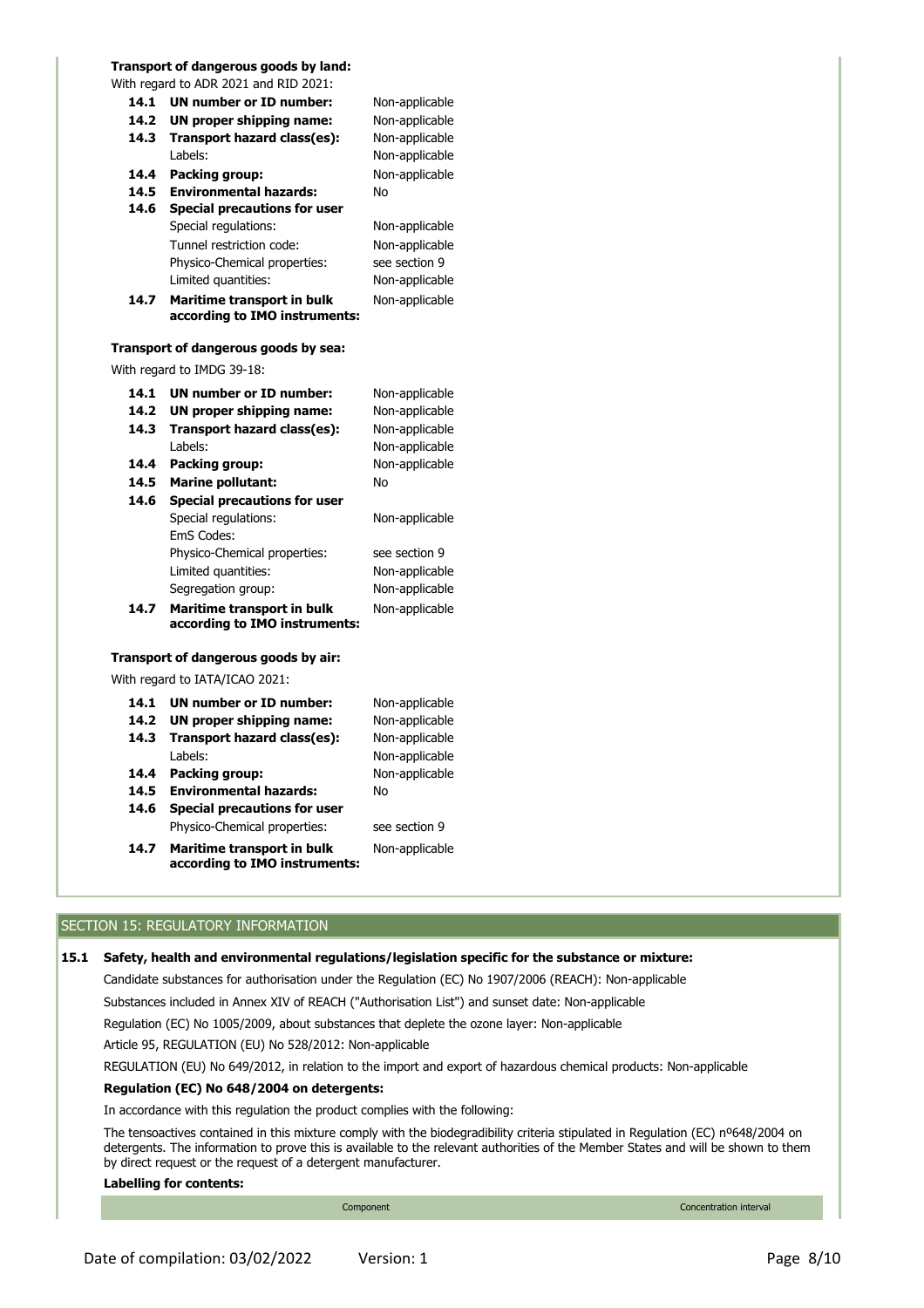**Transport of dangerous goods by land:**

With regard to ADR 2021 and RID 2021:

| | | |
|---|---|---|
| **14.1** | **UN number or ID number:** | Non-applicable |
| **14.2** | **UN proper shipping name:** | Non-applicable |
| **14.3** | **Transport hazard class(es):** | Non-applicable |
| | Labels: | Non-applicable |
| **14.4** | **Packing group:** | Non-applicable |
| **14.5** | **Environmental hazards:** | No |
| **14.6** | **Special precautions for user** | |
| | Special regulations: | Non-applicable |
| | Tunnel restriction code: | Non-applicable |
| | Physico-Chemical properties: | see section 9 |
| | Limited quantities: | Non-applicable |
| **14.7** | **Maritime transport in bulk according to IMO instruments:** | Non-applicable |

**Transport of dangerous goods by sea:**

With regard to IMDG 39-18:

| | | |
|---|---|---|
| **14.1** | **UN number or ID number:** | Non-applicable |
| **14.2** | **UN proper shipping name:** | Non-applicable |
| **14.3** | **Transport hazard class(es):** | Non-applicable |
| | Labels: | Non-applicable |
| **14.4** | **Packing group:** | Non-applicable |
| **14.5** | **Marine pollutant:** | No |
| **14.6** | **Special precautions for user** | |
| | Special regulations: | Non-applicable |
| | EmS Codes: | |
| | Physico-Chemical properties: | see section 9 |
| | Limited quantities: | Non-applicable |
| | Segregation group: | Non-applicable |
| **14.7** | **Maritime transport in bulk according to IMO instruments:** | Non-applicable |

**Transport of dangerous goods by air:**

With regard to IATA/ICAO 2021:

| | | |
|---|---|---|
| **14.1** | **UN number or ID number:** | Non-applicable |
| **14.2** | **UN proper shipping name:** | Non-applicable |
| **14.3** | **Transport hazard class(es):** | Non-applicable |
| | Labels: | Non-applicable |
| **14.4** | **Packing group:** | Non-applicable |
| **14.5** | **Environmental hazards:** | No |
| **14.6** | **Special precautions for user** | |
| | Physico-Chemical properties: | see section 9 |
| **14.7** | **Maritime transport in bulk according to IMO instruments:** | Non-applicable |

## SECTION 15: REGULATORY INFORMATION

**15.1 Safety, health and environmental regulations/legislation specific for the substance or mixture:**

Candidate substances for authorisation under the Regulation (EC) No 1907/2006 (REACH): Non-applicable

Substances included in Annex XIV of REACH ("Authorisation List") and sunset date: Non-applicable

Regulation (EC) No 1005/2009, about substances that deplete the ozone layer: Non-applicable

Article 95, REGULATION (EU) No 528/2012: Non-applicable

REGULATION (EU) No 649/2012, in relation to the import and export of hazardous chemical products: Non-applicable

**Regulation (EC) No 648/2004 on detergents:**

In accordance with this regulation the product complies with the following:

The tensoactives contained in this mixture comply with the biodegradibility criteria stipulated in Regulation (EC) nº648/2004 on detergents. The information to prove this is available to the relevant authorities of the Member States and will be shown to them by direct request or the request of a detergent manufacturer.

**Labelling for contents:**

| Component | Concentration interval |
|---|---|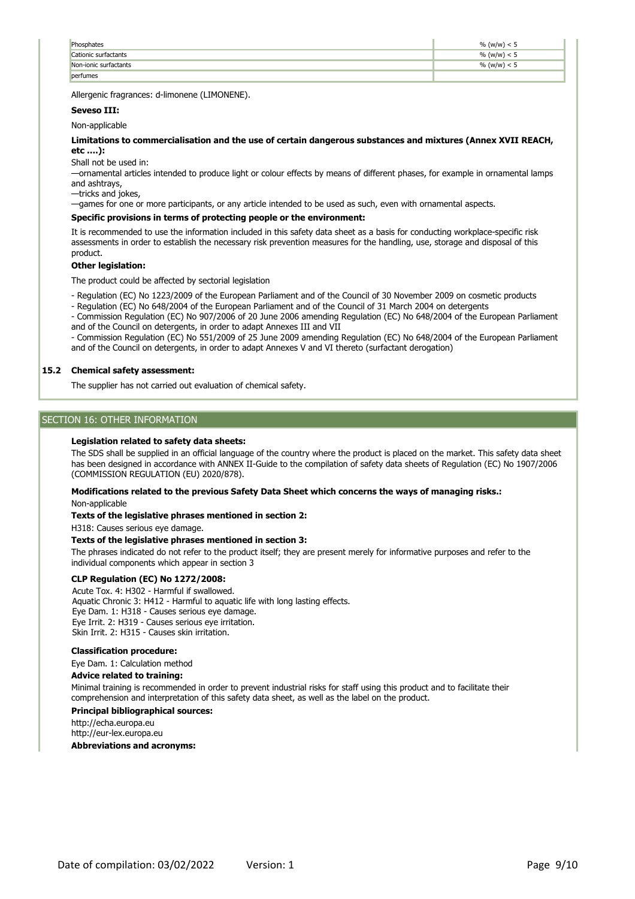| | |
|---|---|
| Phosphates | % (w/w) < 5 |
| Cationic surfactants | % (w/w) < 5 |
| Non-ionic surfactants | % (w/w) < 5 |
| perfumes | |

Allergenic fragrances: d-limonene (LIMONENE).

**Seveso III:**

Non-applicable

**Limitations to commercialisation and the use of certain dangerous substances and mixtures (Annex XVII REACH, etc ….):**

Shall not be used in:

—ornamental articles intended to produce light or colour effects by means of different phases, for example in ornamental lamps and ashtrays,

—tricks and jokes,

—games for one or more participants, or any article intended to be used as such, even with ornamental aspects.

**Specific provisions in terms of protecting people or the environment:**

It is recommended to use the information included in this safety data sheet as a basis for conducting workplace-specific risk assessments in order to establish the necessary risk prevention measures for the handling, use, storage and disposal of this product.

**Other legislation:**

The product could be affected by sectorial legislation

- Regulation (EC) No 1223/2009 of the European Parliament and of the Council of 30 November 2009 on cosmetic products
- Regulation (EC) No 648/2004 of the European Parliament and of the Council of 31 March 2004 on detergents
- Commission Regulation (EC) No 907/2006 of 20 June 2006 amending Regulation (EC) No 648/2004 of the European Parliament and of the Council on detergents, in order to adapt Annexes III and VII
- Commission Regulation (EC) No 551/2009 of 25 June 2009 amending Regulation (EC) No 648/2004 of the European Parliament and of the Council on detergents, in order to adapt Annexes V and VI thereto (surfactant derogation)

### 15.2 Chemical safety assessment:

The supplier has not carried out evaluation of chemical safety.

## SECTION 16: OTHER INFORMATION

**Legislation related to safety data sheets:**

The SDS shall be supplied in an official language of the country where the product is placed on the market. This safety data sheet has been designed in accordance with ANNEX II-Guide to the compilation of safety data sheets of Regulation (EC) No 1907/2006 (COMMISSION REGULATION (EU) 2020/878).

**Modifications related to the previous Safety Data Sheet which concerns the ways of managing risks.:**

Non-applicable

**Texts of the legislative phrases mentioned in section 2:**

H318: Causes serious eye damage.

**Texts of the legislative phrases mentioned in section 3:**

The phrases indicated do not refer to the product itself; they are present merely for informative purposes and refer to the individual components which appear in section 3

**CLP Regulation (EC) No 1272/2008:**

Acute Tox. 4: H302 - Harmful if swallowed.
Aquatic Chronic 3: H412 - Harmful to aquatic life with long lasting effects.
Eye Dam. 1: H318 - Causes serious eye damage.
Eye Irrit. 2: H319 - Causes serious eye irritation.
Skin Irrit. 2: H315 - Causes skin irritation.

**Classification procedure:**

Eye Dam. 1: Calculation method

**Advice related to training:**

Minimal training is recommended in order to prevent industrial risks for staff using this product and to facilitate their comprehension and interpretation of this safety data sheet, as well as the label on the product.

**Principal bibliographical sources:**

http://echa.europa.eu
http://eur-lex.europa.eu

**Abbreviations and acronyms:**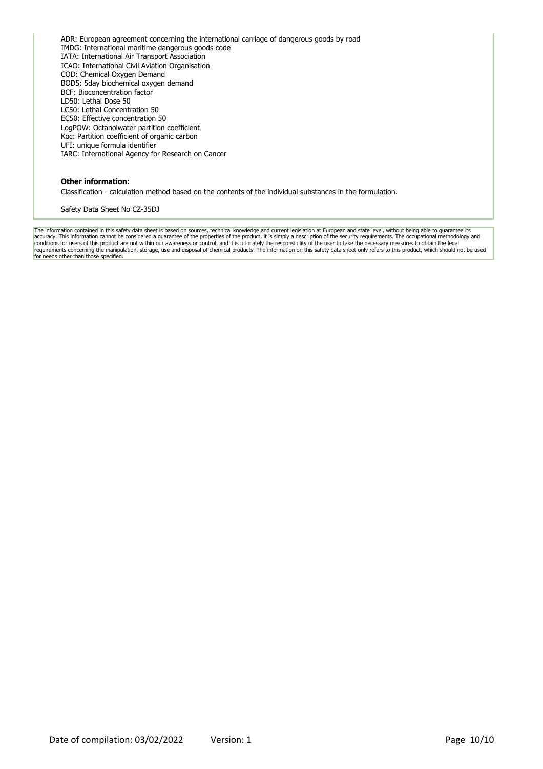ADR: European agreement concerning the international carriage of dangerous goods by road
IMDG: International maritime dangerous goods code
IATA: International Air Transport Association
ICAO: International Civil Aviation Organisation
COD: Chemical Oxygen Demand
BOD5: 5day biochemical oxygen demand
BCF: Bioconcentration factor
LD50: Lethal Dose 50
LC50: Lethal Concentration 50
EC50: Effective concentration 50
LogPOW: Octanolwater partition coefficient
Koc: Partition coefficient of organic carbon
UFI: unique formula identifier
IARC: International Agency for Research on Cancer

**Other information:**

Classification - calculation method based on the contents of the individual substances in the formulation.

Safety Data Sheet No CZ-35DJ

The information contained in this safety data sheet is based on sources, technical knowledge and current legislation at European and state level, without being able to guarantee its accuracy. This information cannot be considered a guarantee of the properties of the product, it is simply a description of the security requirements. The occupational methodology and conditions for users of this product are not within our awareness or control, and it is ultimately the responsibility of the user to take the necessary measures to obtain the legal requirements concerning the manipulation, storage, use and disposal of chemical products. The information on this safety data sheet only refers to this product, which should not be used for needs other than those specified.

Date of compilation: 03/02/2022 Version: 1